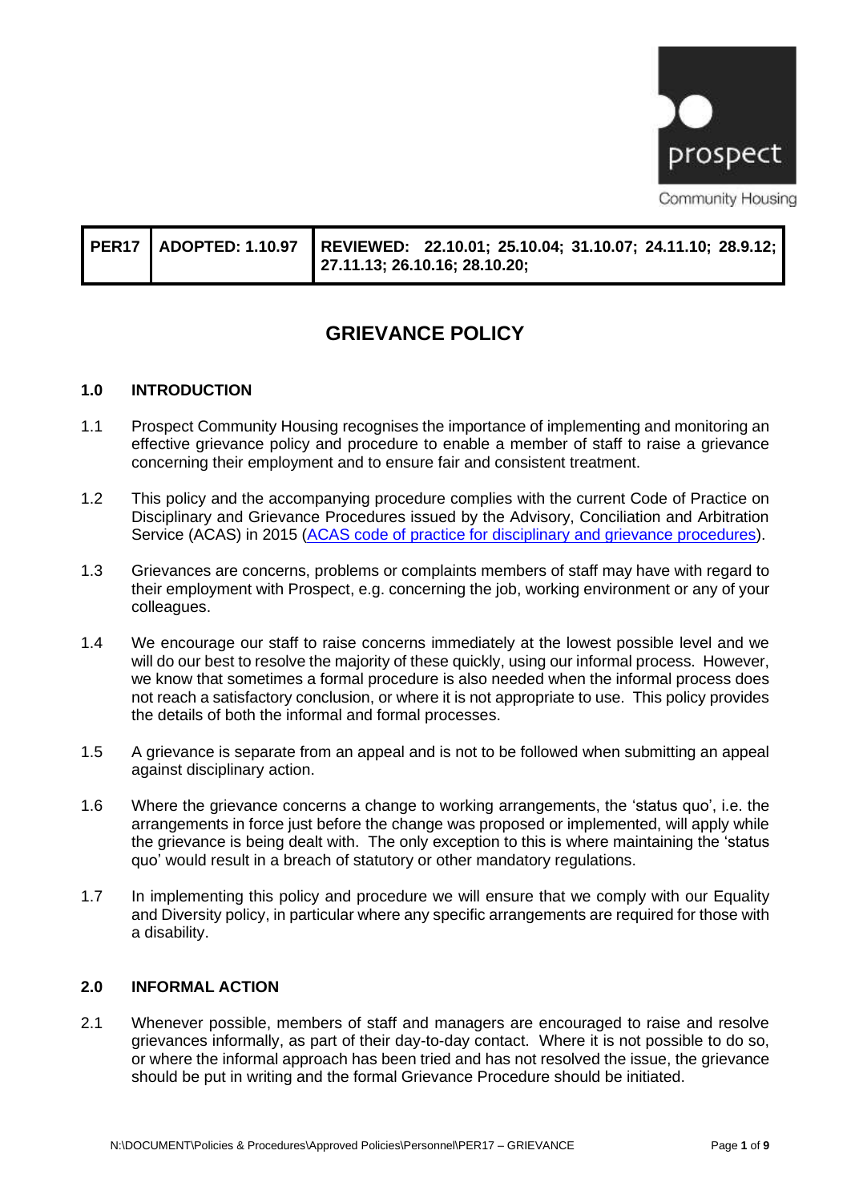prospect

Community Housing

| PER17 | ADOPTED: 1.10.97 | REVIEWED: 22.10.01; 25.10.04; 31.10.07; 24.11.10; 28.9.12; 27.11.13; 26.10.16; 28.10.20; |
|---|---|---|

# GRIEVANCE POLICY

## 1.0 INTRODUCTION

1.1 Prospect Community Housing recognises the importance of implementing and monitoring an effective grievance policy and procedure to enable a member of staff to raise a grievance concerning their employment and to ensure fair and consistent treatment.

1.2 This policy and the accompanying procedure complies with the current Code of Practice on Disciplinary and Grievance Procedures issued by the Advisory, Conciliation and Arbitration Service (ACAS) in 2015 (ACAS code of practice for disciplinary and grievance procedures).

1.3 Grievances are concerns, problems or complaints members of staff may have with regard to their employment with Prospect, e.g. concerning the job, working environment or any of your colleagues.

1.4 We encourage our staff to raise concerns immediately at the lowest possible level and we will do our best to resolve the majority of these quickly, using our informal process. However, we know that sometimes a formal procedure is also needed when the informal process does not reach a satisfactory conclusion, or where it is not appropriate to use. This policy provides the details of both the informal and formal processes.

1.5 A grievance is separate from an appeal and is not to be followed when submitting an appeal against disciplinary action.

1.6 Where the grievance concerns a change to working arrangements, the 'status quo', i.e. the arrangements in force just before the change was proposed or implemented, will apply while the grievance is being dealt with. The only exception to this is where maintaining the 'status quo' would result in a breach of statutory or other mandatory regulations.

1.7 In implementing this policy and procedure we will ensure that we comply with our Equality and Diversity policy, in particular where any specific arrangements are required for those with a disability.

## 2.0 INFORMAL ACTION

2.1 Whenever possible, members of staff and managers are encouraged to raise and resolve grievances informally, as part of their day-to-day contact. Where it is not possible to do so, or where the informal approach has been tried and has not resolved the issue, the grievance should be put in writing and the formal Grievance Procedure should be initiated.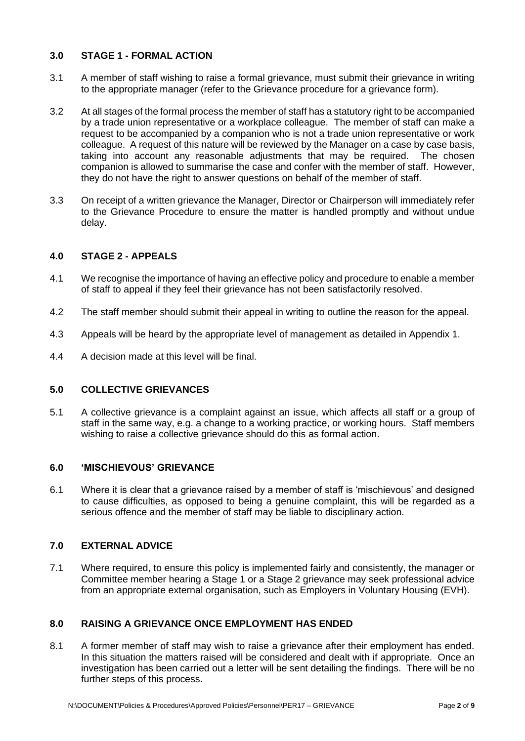## 3.0 STAGE 1 - FORMAL ACTION

3.1 A member of staff wishing to raise a formal grievance, must submit their grievance in writing to the appropriate manager (refer to the Grievance procedure for a grievance form).

3.2 At all stages of the formal process the member of staff has a statutory right to be accompanied by a trade union representative or a workplace colleague. The member of staff can make a request to be accompanied by a companion who is not a trade union representative or work colleague. A request of this nature will be reviewed by the Manager on a case by case basis, taking into account any reasonable adjustments that may be required. The chosen companion is allowed to summarise the case and confer with the member of staff. However, they do not have the right to answer questions on behalf of the member of staff.

3.3 On receipt of a written grievance the Manager, Director or Chairperson will immediately refer to the Grievance Procedure to ensure the matter is handled promptly and without undue delay.

## 4.0 STAGE 2 - APPEALS

4.1 We recognise the importance of having an effective policy and procedure to enable a member of staff to appeal if they feel their grievance has not been satisfactorily resolved.

4.2 The staff member should submit their appeal in writing to outline the reason for the appeal.

4.3 Appeals will be heard by the appropriate level of management as detailed in Appendix 1.

4.4 A decision made at this level will be final.

## 5.0 COLLECTIVE GRIEVANCES

5.1 A collective grievance is a complaint against an issue, which affects all staff or a group of staff in the same way, e.g. a change to a working practice, or working hours. Staff members wishing to raise a collective grievance should do this as formal action.

## 6.0 'MISCHIEVOUS' GRIEVANCE

6.1 Where it is clear that a grievance raised by a member of staff is 'mischievous' and designed to cause difficulties, as opposed to being a genuine complaint, this will be regarded as a serious offence and the member of staff may be liable to disciplinary action.

## 7.0 EXTERNAL ADVICE

7.1 Where required, to ensure this policy is implemented fairly and consistently, the manager or Committee member hearing a Stage 1 or a Stage 2 grievance may seek professional advice from an appropriate external organisation, such as Employers in Voluntary Housing (EVH).

## 8.0 RAISING A GRIEVANCE ONCE EMPLOYMENT HAS ENDED

8.1 A former member of staff may wish to raise a grievance after their employment has ended. In this situation the matters raised will be considered and dealt with if appropriate. Once an investigation has been carried out a letter will be sent detailing the findings. There will be no further steps of this process.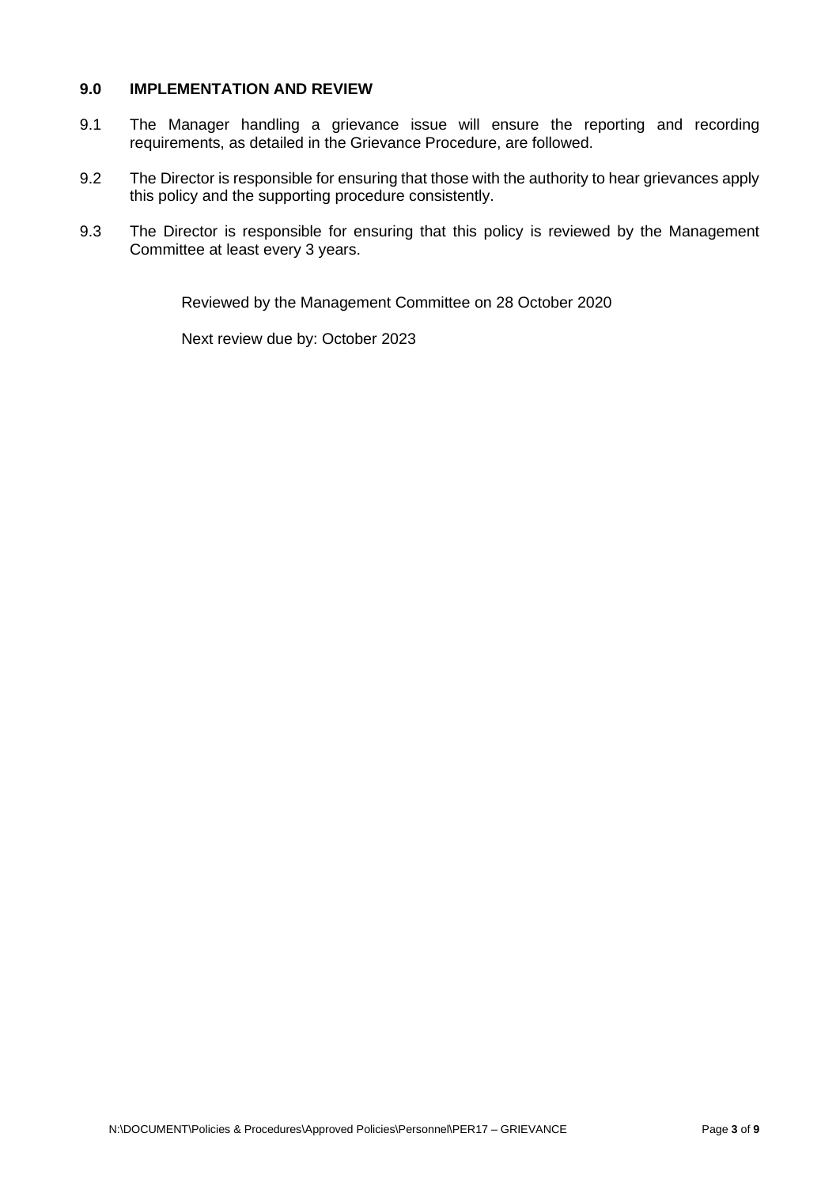## 9.0 IMPLEMENTATION AND REVIEW

9.1 The Manager handling a grievance issue will ensure the reporting and recording requirements, as detailed in the Grievance Procedure, are followed.

9.2 The Director is responsible for ensuring that those with the authority to hear grievances apply this policy and the supporting procedure consistently.

9.3 The Director is responsible for ensuring that this policy is reviewed by the Management Committee at least every 3 years.

Reviewed by the Management Committee on 28 October 2020

Next review due by: October 2023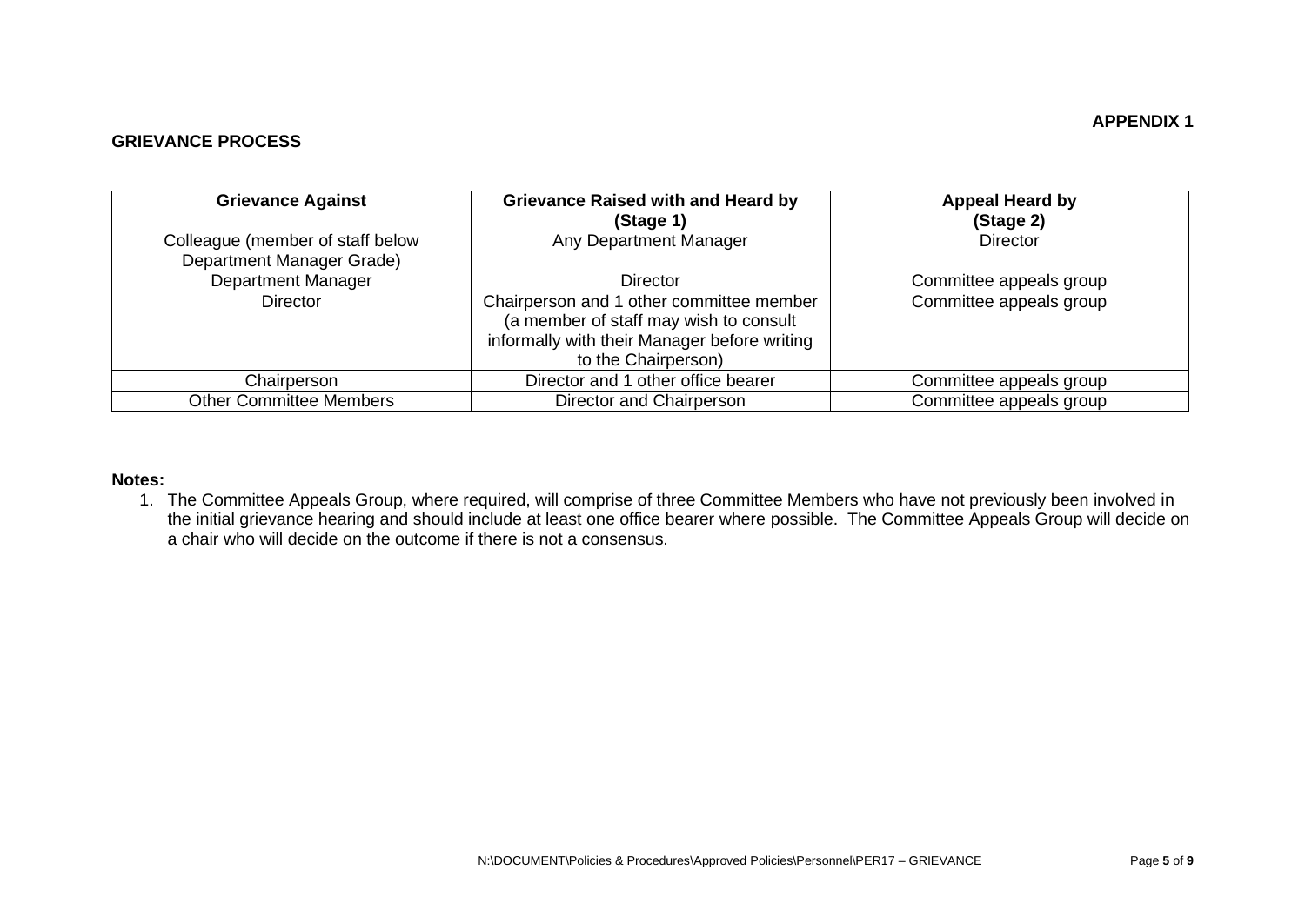**APPENDIX 1**

## GRIEVANCE PROCESS

| Grievance Against | Grievance Raised with and Heard by (Stage 1) | Appeal Heard by (Stage 2) |
|---|---|---|
| Colleague (member of staff below Department Manager Grade) | Any Department Manager | Director |
| Department Manager | Director | Committee appeals group |
| Director | Chairperson and 1 other committee member (a member of staff may wish to consult informally with their Manager before writing to the Chairperson) | Committee appeals group |
| Chairperson | Director and 1 other office bearer | Committee appeals group |
| Other Committee Members | Director and Chairperson | Committee appeals group |

**Notes:**

1. The Committee Appeals Group, where required, will comprise of three Committee Members who have not previously been involved in the initial grievance hearing and should include at least one office bearer where possible. The Committee Appeals Group will decide on a chair who will decide on the outcome if there is not a consensus.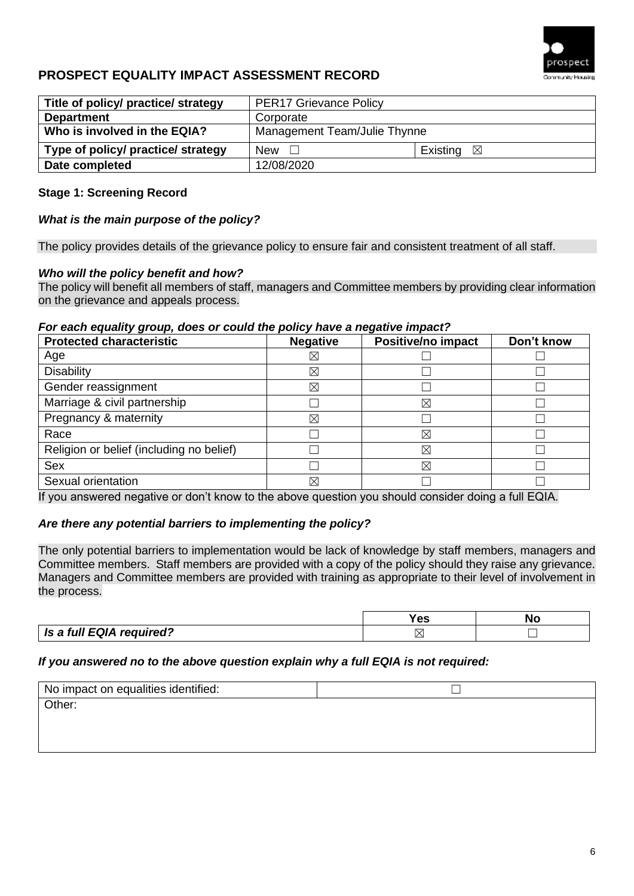## PROSPECT EQUALITY IMPACT ASSESSMENT RECORD

| Title of policy/ practice/ strategy | PER17 Grievance Policy | |
|---|---|---|
| **Department** | Corporate | |
| **Who is involved in the EQIA?** | Management Team/Julie Thynne | |
| **Type of policy/ practice/ strategy** | New ☐ | Existing ☒ |
| **Date completed** | 12/08/2020 | |

### Stage 1: Screening Record

***What is the main purpose of the policy?***

The policy provides details of the grievance policy to ensure fair and consistent treatment of all staff.

***Who will the policy benefit and how?***

The policy will benefit all members of staff, managers and Committee members by providing clear information on the grievance and appeals process.

***For each equality group, does or could the policy have a negative impact?***

| Protected characteristic | Negative | Positive/no impact | Don't know |
|---|---|---|---|
| Age | ☒ | ☐ | ☐ |
| Disability | ☒ | ☐ | ☐ |
| Gender reassignment | ☒ | ☐ | ☐ |
| Marriage & civil partnership | ☐ | ☒ | ☐ |
| Pregnancy & maternity | ☒ | ☐ | ☐ |
| Race | ☐ | ☒ | ☐ |
| Religion or belief (including no belief) | ☐ | ☒ | ☐ |
| Sex | ☐ | ☒ | ☐ |
| Sexual orientation | ☒ | ☐ | ☐ |

If you answered negative or don't know to the above question you should consider doing a full EQIA.

***Are there any potential barriers to implementing the policy?***

The only potential barriers to implementation would be lack of knowledge by staff members, managers and Committee members. Staff members are provided with a copy of the policy should they raise any grievance. Managers and Committee members are provided with training as appropriate to their level of involvement in the process.

| | Yes | No |
|---|---|---|
| ***Is a full EQIA required?*** | ☒ | ☐ |

***If you answered no to the above question explain why a full EQIA is not required:***

| No impact on equalities identified: | ☐ |
|---|---|
| Other: | |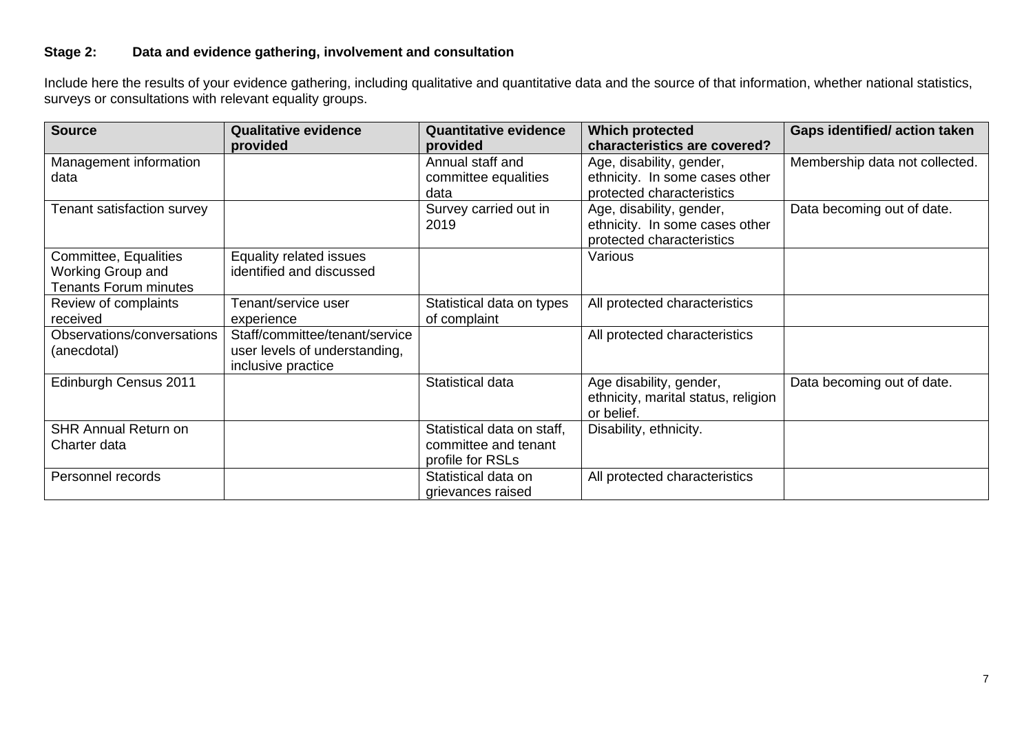## Stage 2: Data and evidence gathering, involvement and consultation

Include here the results of your evidence gathering, including qualitative and quantitative data and the source of that information, whether national statistics, surveys or consultations with relevant equality groups.

| Source | Qualitative evidence provided | Quantitative evidence provided | Which protected characteristics are covered? | Gaps identified/ action taken |
|---|---|---|---|---|
| Management information data | | Annual staff and committee equalities data | Age, disability, gender, ethnicity. In some cases other protected characteristics | Membership data not collected. |
| Tenant satisfaction survey | | Survey carried out in 2019 | Age, disability, gender, ethnicity. In some cases other protected characteristics | Data becoming out of date. |
| Committee, Equalities Working Group and Tenants Forum minutes | Equality related issues identified and discussed | | Various | |
| Review of complaints received | Tenant/service user experience | Statistical data on types of complaint | All protected characteristics | |
| Observations/conversations (anecdotal) | Staff/committee/tenant/service user levels of understanding, inclusive practice | | All protected characteristics | |
| Edinburgh Census 2011 | | Statistical data | Age disability, gender, ethnicity, marital status, religion or belief. | Data becoming out of date. |
| SHR Annual Return on Charter data | | Statistical data on staff, committee and tenant profile for RSLs | Disability, ethnicity. | |
| Personnel records | | Statistical data on grievances raised | All protected characteristics | |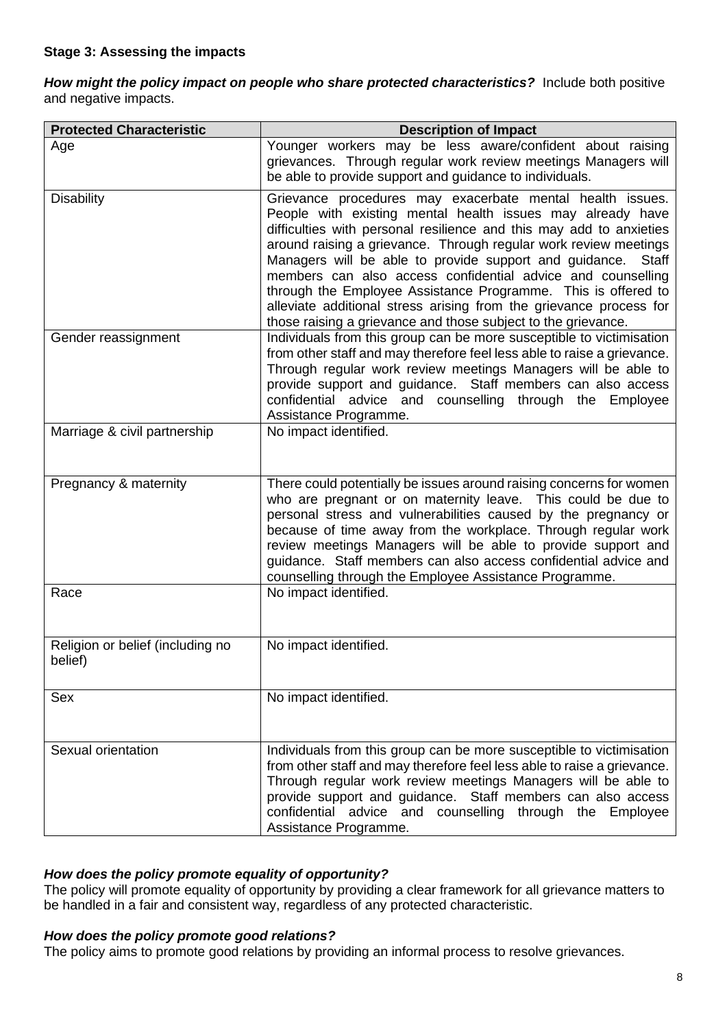**Stage 3: Assessing the impacts**

***How might the policy impact on people who share protected characteristics?*** Include both positive and negative impacts.

| Protected Characteristic | Description of Impact |
| --- | --- |
| Age | Younger workers may be less aware/confident about raising grievances. Through regular work review meetings Managers will be able to provide support and guidance to individuals. |
| Disability | Grievance procedures may exacerbate mental health issues. People with existing mental health issues may already have difficulties with personal resilience and this may add to anxieties around raising a grievance. Through regular work review meetings Managers will be able to provide support and guidance. Staff members can also access confidential advice and counselling through the Employee Assistance Programme. This is offered to alleviate additional stress arising from the grievance process for those raising a grievance and those subject to the grievance. |
| Gender reassignment | Individuals from this group can be more susceptible to victimisation from other staff and may therefore feel less able to raise a grievance. Through regular work review meetings Managers will be able to provide support and guidance. Staff members can also access confidential advice and counselling through the Employee Assistance Programme. |
| Marriage & civil partnership | No impact identified. |
| Pregnancy & maternity | There could potentially be issues around raising concerns for women who are pregnant or on maternity leave. This could be due to personal stress and vulnerabilities caused by the pregnancy or because of time away from the workplace. Through regular work review meetings Managers will be able to provide support and guidance. Staff members can also access confidential advice and counselling through the Employee Assistance Programme. |
| Race | No impact identified. |
| Religion or belief (including no belief) | No impact identified. |
| Sex | No impact identified. |
| Sexual orientation | Individuals from this group can be more susceptible to victimisation from other staff and may therefore feel less able to raise a grievance. Through regular work review meetings Managers will be able to provide support and guidance. Staff members can also access confidential advice and counselling through the Employee Assistance Programme. |

***How does the policy promote equality of opportunity?***

The policy will promote equality of opportunity by providing a clear framework for all grievance matters to be handled in a fair and consistent way, regardless of any protected characteristic.

***How does the policy promote good relations?***

The policy aims to promote good relations by providing an informal process to resolve grievances.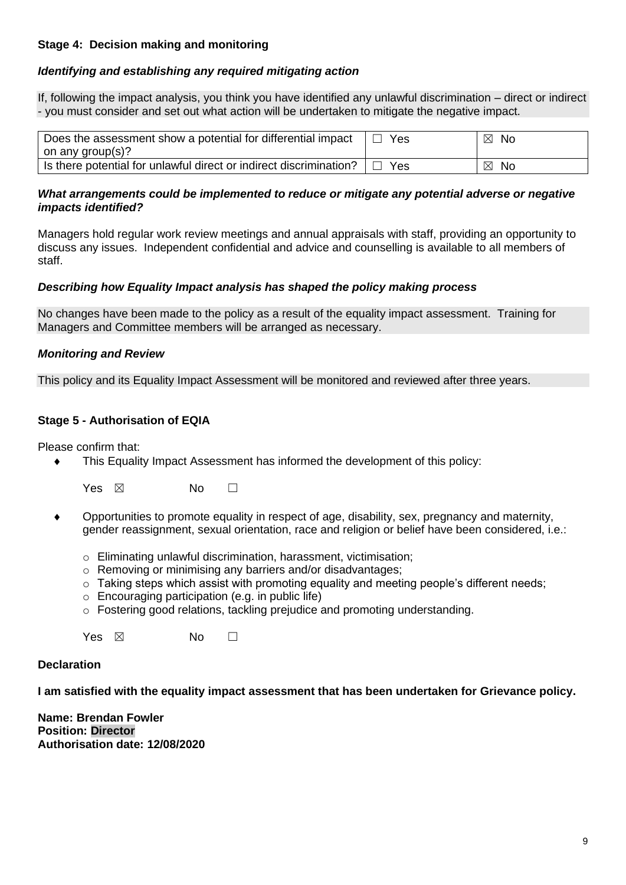### Stage 4: Decision making and monitoring

***Identifying and establishing any required mitigating action***

If, following the impact analysis, you think you have identified any unlawful discrimination – direct or indirect - you must consider and set out what action will be undertaken to mitigate the negative impact.

| | | |
|---|---|---|
| Does the assessment show a potential for differential impact on any group(s)? | ☐ Yes | ☒ No |
| Is there potential for unlawful direct or indirect discrimination? | ☐ Yes | ☒ No |

***What arrangements could be implemented to reduce or mitigate any potential adverse or negative impacts identified?***

Managers hold regular work review meetings and annual appraisals with staff, providing an opportunity to discuss any issues. Independent confidential and advice and counselling is available to all members of staff.

***Describing how Equality Impact analysis has shaped the policy making process***

No changes have been made to the policy as a result of the equality impact assessment. Training for Managers and Committee members will be arranged as necessary.

***Monitoring and Review***

This policy and its Equality Impact Assessment will be monitored and reviewed after three years.

### Stage 5 - Authorisation of EQIA

Please confirm that:

- This Equality Impact Assessment has informed the development of this policy:

  Yes ☒ No ☐

- Opportunities to promote equality in respect of age, disability, sex, pregnancy and maternity, gender reassignment, sexual orientation, race and religion or belief have been considered, i.e.:
  - Eliminating unlawful discrimination, harassment, victimisation;
  - Removing or minimising any barriers and/or disadvantages;
  - Taking steps which assist with promoting equality and meeting people's different needs;
  - Encouraging participation (e.g. in public life)
  - Fostering good relations, tackling prejudice and promoting understanding.

  Yes ☒ No ☐

**Declaration**

**I am satisfied with the equality impact assessment that has been undertaken for Grievance policy.**

**Name: Brendan Fowler**
**Position: Director**
**Authorisation date: 12/08/2020**